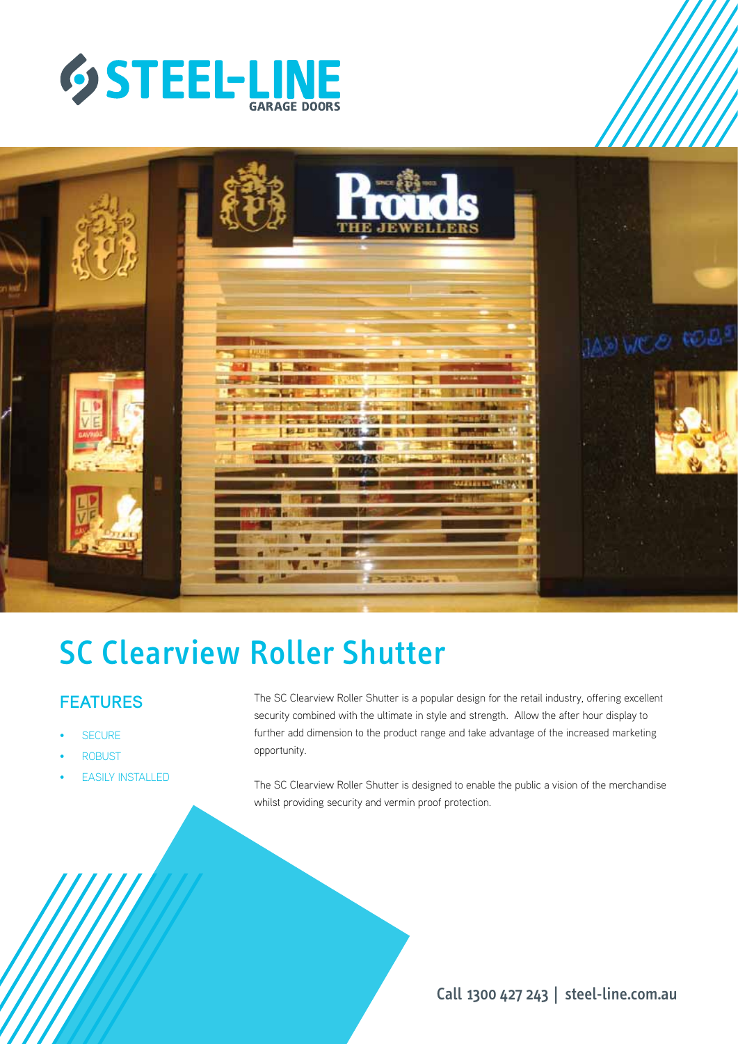STEEL-LINE GARAGE DOORS

# SC Clearview Roller Shutter

## FEATURES

- SECURE
- ROBUST
- EASILY INSTALLED

The SC Clearview Roller Shutter is a popular design for the retail industry, offering excellent security combined with the ultimate in style and strength. Allow the after hour display to further add dimension to the product range and take advantage of the increased marketing opportunity.

The SC Clearview Roller Shutter is designed to enable the public a vision of the merchandise whilst providing security and vermin proof protection.

Call 1300 427 243 | steel-line.com.au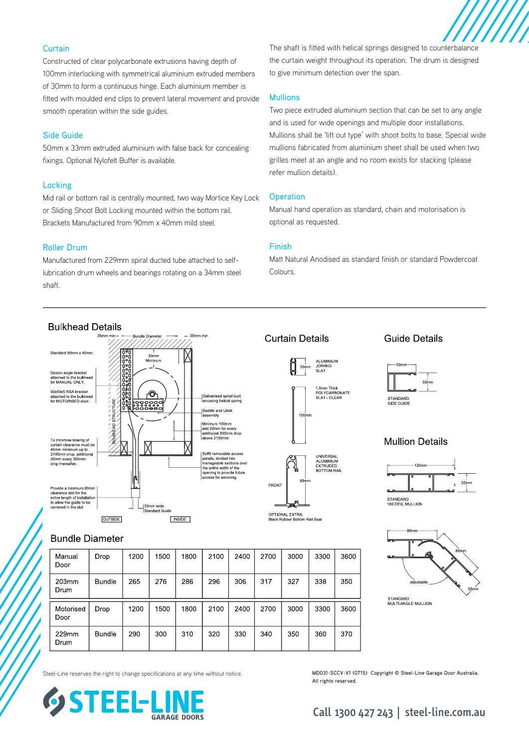## Curtain

Constructed of clear polycarbonate extrusions having depth of 100mm interlocking with symmetrical aluminium extruded members of 30mm to form a continuous hinge. Each aluminium member is fitted with moulded end clips to prevent lateral movement and provide smooth operation within the side guides.

## Side Guide

50mm x 33mm extruded aluminium with false back for concealing fixings. Optional Nylofelt Buffer is available.

## Locking

Mid rail or bottom rail is centrally mounted, two way Mortice Key Lock or Sliding Shoot Bolt Locking mounted within the bottom rail. Brackets Manufactured from 90mm x 40mm mild steel.

## Roller Drum

Manufactured from 229mm spiral ducted tube attached to self-lubrication drum wheels and bearings rotating on a 34mm steel shaft.

The shaft is fitted with helical springs designed to counterbalance the curtain weight throughout its operation. The drum is designed to give minimum detection over the span.

## Mullions

Two piece extruded aluminium section that can be set to any angle and is used for wide openings and multiple door installations. Mullions shall be 'lift out type' with shoot bolts to base. Special wide mullions fabricated from aluminium sheet shall be used when two grilles meet at an angle and no room exists for stacking (please refer mullion details).

## Operation

Manual hand operation as standard, chain and motorisation is optional as requested.

## Finish

Matt Natural Anodised as standard finish or standard Powdercoat Colours.

---

## Bulkhead Details

35mm min
Bundle Diameter
35mm min
Standard 90mm x 40mm
35mm Minimum
Dexion angle bracket attached to the bulkhead for MANUAL ONLY.
50x50x5 RSA bracket attached to the bulkhead for MOTORISED door.
BULKHEAD STRUCTURE
Galvanised spiral duct encasing helical spring
Saddle and Ubolt assembly
Minimum 100mm add 20mm for every additional 300mm drop above 2100mm
To minimise bowing of curtain clearance must be 45mm minimum up to 2100mm drop, additional 20mm every 300mm drop thereafter.
Soffit removable access panels, divided into manageable sections over the entire width of the opening to provide future access for servicing.
Provide a minimum 60mm clearance slot for the entire length of installation to allow the guide to be centered in the slot
33mm wide Standard Guide
OUTSIDE
INSIDE

## Curtain Details

ALUMINIUM JOINING SLAT
30mm
1.5mm Thick POLYCARBONATE SLAT - CLEAR
100mm
UNIVERSAL ALUMINIUM EXTRUDED BOTTOM RAIL
69mm
FRONT
OPTIONAL EXTRA: Black Rubber Bottom Rail Seal

## Guide Details

50mm
33mm
STANDARD SIDE GUIDE

## Mullion Details

120mm
32mm
STANDARD 180 DEG. MULLION

89mm
89mm
adjustable
33mm
STANDARD MULTI-ANGLE MULLION

## Bundle Diameter

| Manual Door | Drop | 1200 | 1500 | 1800 | 2100 | 2400 | 2700 | 3000 | 3300 | 3600 |
|---|---|---|---|---|---|---|---|---|---|---|
| 203mm Drum | Bundle | 265 | 276 | 286 | 296 | 306 | 317 | 327 | 338 | 350 |

| Motorised Door | Drop | 1200 | 1500 | 1800 | 2100 | 2400 | 2700 | 3000 | 3300 | 3600 |
|---|---|---|---|---|---|---|---|---|---|---|
| 229mm Drum | Bundle | 290 | 300 | 310 | 320 | 330 | 340 | 350 | 360 | 370 |

Steel-Line reserves the right to change specifications at any time without notice.

MD031-SCCV-V1 (0715) Copyright © Steel-Line Garage Door Australia. All rights reserved.

STEEL-LINE GARAGE DOORS

Call 1300 427 243 | steel-line.com.au